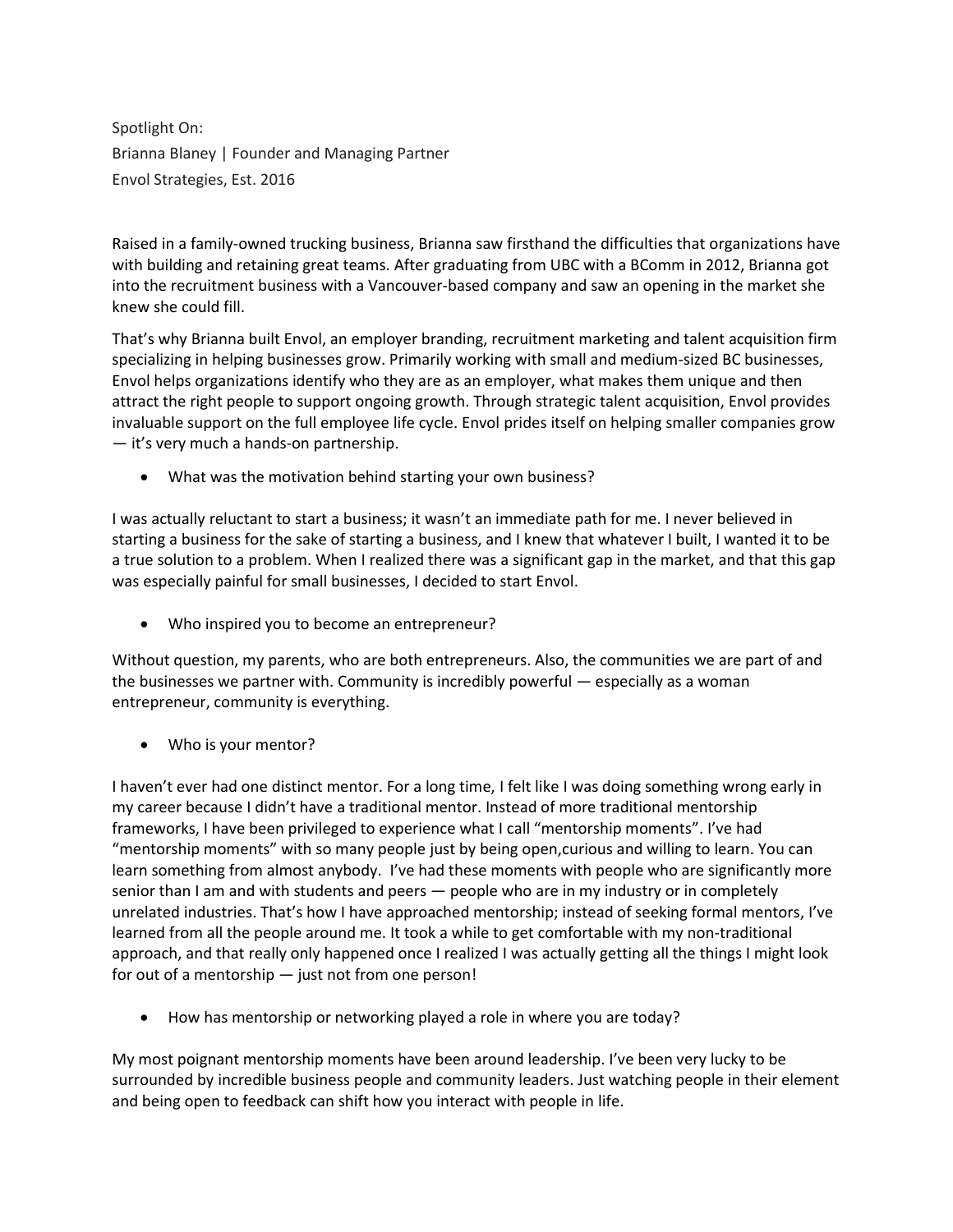Spotlight On:
Brianna Blaney | Founder and Managing Partner
Envol Strategies, Est. 2016

Raised in a family-owned trucking business, Brianna saw firsthand the difficulties that organizations have with building and retaining great teams. After graduating from UBC with a BComm in 2012, Brianna got into the recruitment business with a Vancouver-based company and saw an opening in the market she knew she could fill.

That's why Brianna built Envol, an employer branding, recruitment marketing and talent acquisition firm specializing in helping businesses grow. Primarily working with small and medium-sized BC businesses, Envol helps organizations identify who they are as an employer, what makes them unique and then attract the right people to support ongoing growth. Through strategic talent acquisition, Envol provides invaluable support on the full employee life cycle. Envol prides itself on helping smaller companies grow — it's very much a hands-on partnership.

- What was the motivation behind starting your own business?

I was actually reluctant to start a business; it wasn't an immediate path for me. I never believed in starting a business for the sake of starting a business, and I knew that whatever I built, I wanted it to be a true solution to a problem. When I realized there was a significant gap in the market, and that this gap was especially painful for small businesses, I decided to start Envol.

- Who inspired you to become an entrepreneur?

Without question, my parents, who are both entrepreneurs. Also, the communities we are part of and the businesses we partner with. Community is incredibly powerful — especially as a woman entrepreneur, community is everything.

- Who is your mentor?

I haven't ever had one distinct mentor. For a long time, I felt like I was doing something wrong early in my career because I didn't have a traditional mentor. Instead of more traditional mentorship frameworks, I have been privileged to experience what I call "mentorship moments". I've had "mentorship moments" with so many people just by being open,curious and willing to learn. You can learn something from almost anybody. I've had these moments with people who are significantly more senior than I am and with students and peers — people who are in my industry or in completely unrelated industries. That's how I have approached mentorship; instead of seeking formal mentors, I've learned from all the people around me. It took a while to get comfortable with my non-traditional approach, and that really only happened once I realized I was actually getting all the things I might look for out of a mentorship — just not from one person!

- How has mentorship or networking played a role in where you are today?

My most poignant mentorship moments have been around leadership. I've been very lucky to be surrounded by incredible business people and community leaders. Just watching people in their element and being open to feedback can shift how you interact with people in life.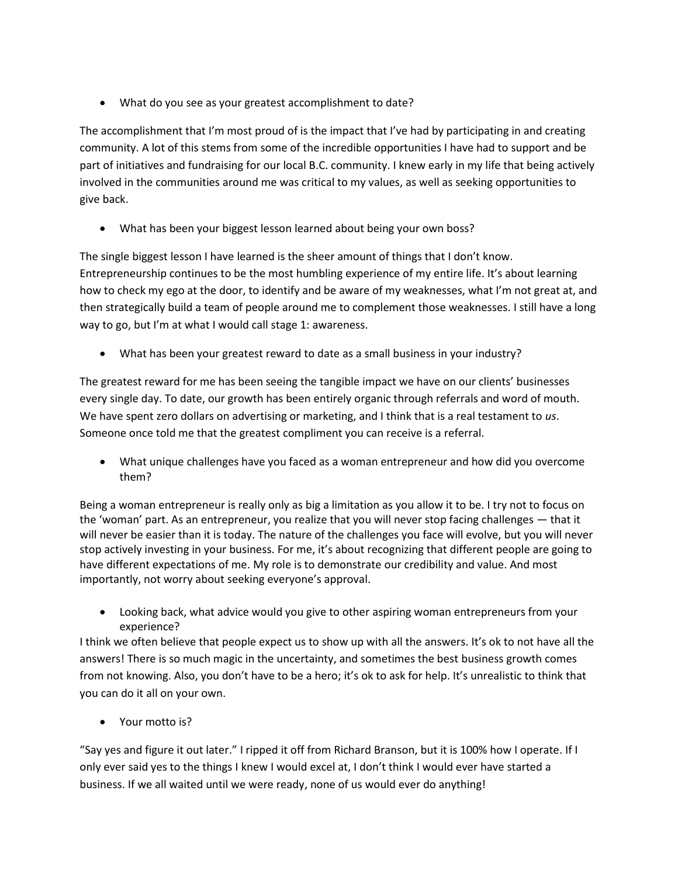- What do you see as your greatest accomplishment to date?

The accomplishment that I'm most proud of is the impact that I've had by participating in and creating community. A lot of this stems from some of the incredible opportunities I have had to support and be part of initiatives and fundraising for our local B.C. community. I knew early in my life that being actively involved in the communities around me was critical to my values, as well as seeking opportunities to give back.

- What has been your biggest lesson learned about being your own boss?

The single biggest lesson I have learned is the sheer amount of things that I don't know. Entrepreneurship continues to be the most humbling experience of my entire life. It's about learning how to check my ego at the door, to identify and be aware of my weaknesses, what I'm not great at, and then strategically build a team of people around me to complement those weaknesses. I still have a long way to go, but I'm at what I would call stage 1: awareness.

- What has been your greatest reward to date as a small business in your industry?

The greatest reward for me has been seeing the tangible impact we have on our clients' businesses every single day. To date, our growth has been entirely organic through referrals and word of mouth. We have spent zero dollars on advertising or marketing, and I think that is a real testament to *us*. Someone once told me that the greatest compliment you can receive is a referral.

- What unique challenges have you faced as a woman entrepreneur and how did you overcome them?

Being a woman entrepreneur is really only as big a limitation as you allow it to be. I try not to focus on the 'woman' part. As an entrepreneur, you realize that you will never stop facing challenges — that it will never be easier than it is today. The nature of the challenges you face will evolve, but you will never stop actively investing in your business. For me, it's about recognizing that different people are going to have different expectations of me. My role is to demonstrate our credibility and value. And most importantly, not worry about seeking everyone's approval.

- Looking back, what advice would you give to other aspiring woman entrepreneurs from your experience?

I think we often believe that people expect us to show up with all the answers. It's ok to not have all the answers! There is so much magic in the uncertainty, and sometimes the best business growth comes from not knowing. Also, you don't have to be a hero; it's ok to ask for help. It's unrealistic to think that you can do it all on your own.

- Your motto is?

"Say yes and figure it out later." I ripped it off from Richard Branson, but it is 100% how I operate. If I only ever said yes to the things I knew I would excel at, I don't think I would ever have started a business. If we all waited until we were ready, none of us would ever do anything!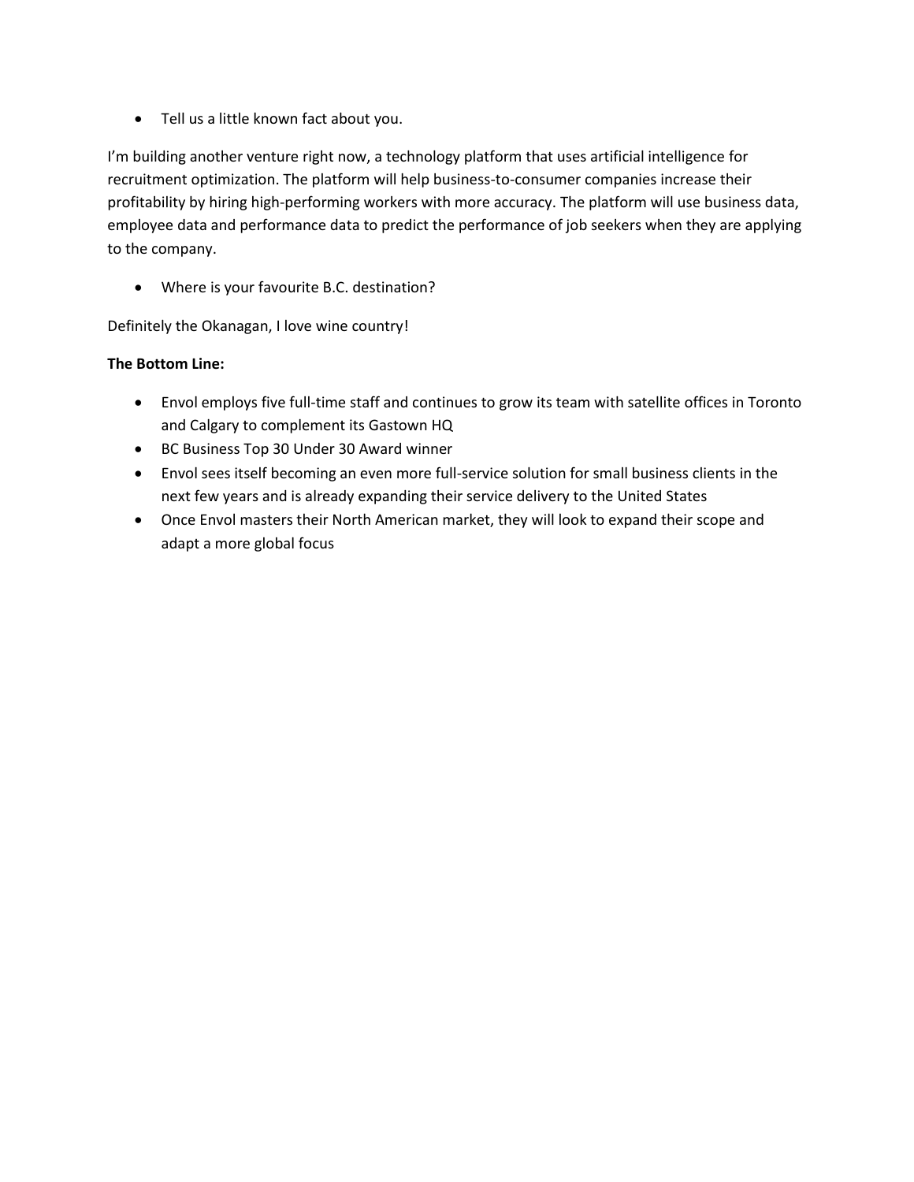- Tell us a little known fact about you.

I'm building another venture right now, a technology platform that uses artificial intelligence for recruitment optimization. The platform will help business-to-consumer companies increase their profitability by hiring high-performing workers with more accuracy. The platform will use business data, employee data and performance data to predict the performance of job seekers when they are applying to the company.

- Where is your favourite B.C. destination?

Definitely the Okanagan, I love wine country!

**The Bottom Line:**

- Envol employs five full-time staff and continues to grow its team with satellite offices in Toronto and Calgary to complement its Gastown HQ
- BC Business Top 30 Under 30 Award winner
- Envol sees itself becoming an even more full-service solution for small business clients in the next few years and is already expanding their service delivery to the United States
- Once Envol masters their North American market, they will look to expand their scope and adapt a more global focus